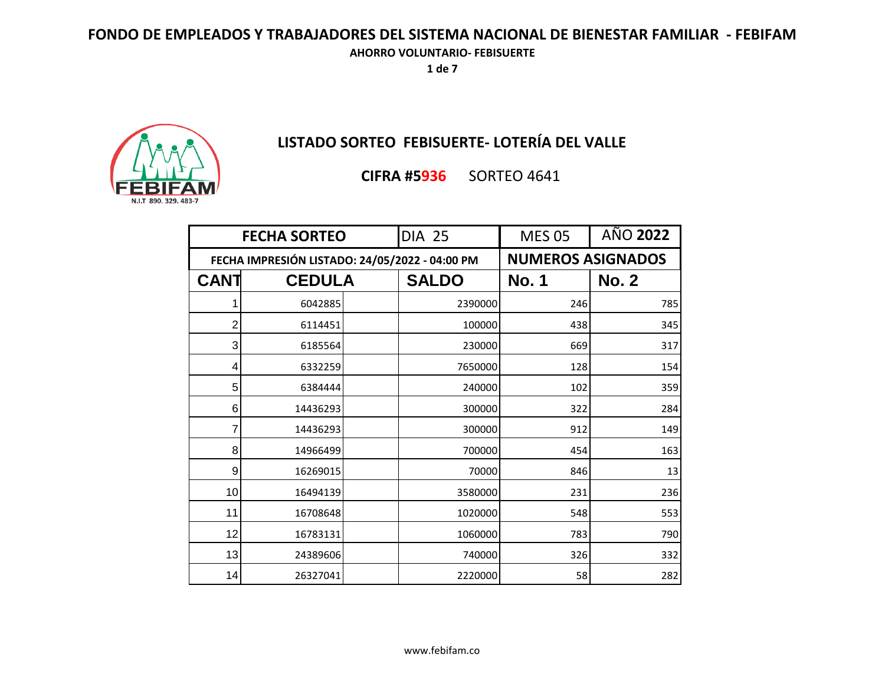# FONDO DE EMPLEADOS Y TRABAJADORES DEL SISTEMA NACIONAL DE BIENESTAR FAMILIAR - FEBIFAM

**AHORRO VOLUNTARIO- FEBISUERTE**

FEBIFAM
N.I.T 890. 329. 483-7

## LISTADO SORTEO FEBISUERTE- LOTERÍA DEL VALLE

**CIFRA #5936** SORTEO 4641

| FECHA SORTEO | | DIA 25 | MES 05 | AÑO **2022** |
|---|---|---|---|---|
| FECHA IMPRESIÓN LISTADO: 24/05/2022 - 04:00 PM | | | NUMEROS ASIGNADOS | |
| **CANT** | **CEDULA** | **SALDO** | **No. 1** | **No. 2** |
| 1 | 6042885 | 2390000 | 246 | 785 |
| 2 | 6114451 | 100000 | 438 | 345 |
| 3 | 6185564 | 230000 | 669 | 317 |
| 4 | 6332259 | 7650000 | 128 | 154 |
| 5 | 6384444 | 240000 | 102 | 359 |
| 6 | 14436293 | 300000 | 322 | 284 |
| 7 | 14436293 | 300000 | 912 | 149 |
| 8 | 14966499 | 700000 | 454 | 163 |
| 9 | 16269015 | 70000 | 846 | 13 |
| 10 | 16494139 | 3580000 | 231 | 236 |
| 11 | 16708648 | 1020000 | 548 | 553 |
| 12 | 16783131 | 1060000 | 783 | 790 |
| 13 | 24389606 | 740000 | 326 | 332 |
| 14 | 26327041 | 2220000 | 58 | 282 |

www.febifam.co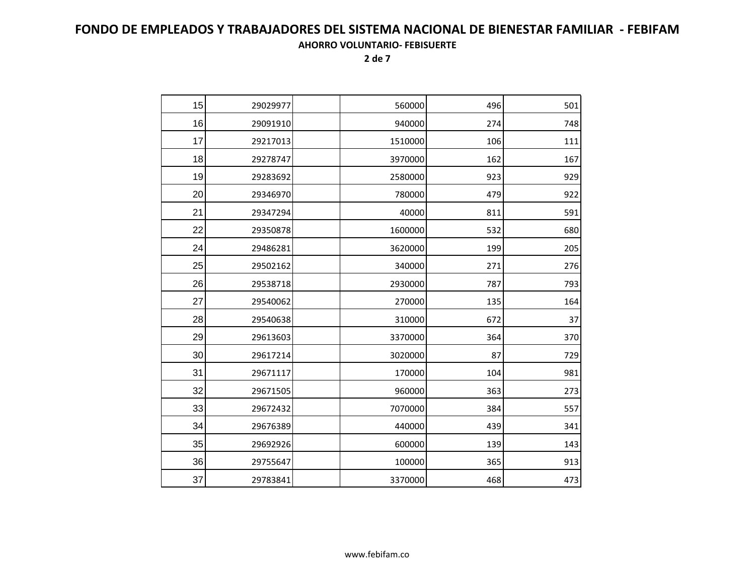# FONDO DE EMPLEADOS Y TRABAJADORES DEL SISTEMA NACIONAL DE BIENESTAR FAMILIAR - FEBIFAM

**AHORRO VOLUNTARIO- FEBISUERTE**

| | | | | | |
|---|---|---|---|---|---|
| 15 | 29029977 | | 560000 | 496 | 501 |
| 16 | 29091910 | | 940000 | 274 | 748 |
| 17 | 29217013 | | 1510000 | 106 | 111 |
| 18 | 29278747 | | 3970000 | 162 | 167 |
| 19 | 29283692 | | 2580000 | 923 | 929 |
| 20 | 29346970 | | 780000 | 479 | 922 |
| 21 | 29347294 | | 40000 | 811 | 591 |
| 22 | 29350878 | | 1600000 | 532 | 680 |
| 24 | 29486281 | | 3620000 | 199 | 205 |
| 25 | 29502162 | | 340000 | 271 | 276 |
| 26 | 29538718 | | 2930000 | 787 | 793 |
| 27 | 29540062 | | 270000 | 135 | 164 |
| 28 | 29540638 | | 310000 | 672 | 37 |
| 29 | 29613603 | | 3370000 | 364 | 370 |
| 30 | 29617214 | | 3020000 | 87 | 729 |
| 31 | 29671117 | | 170000 | 104 | 981 |
| 32 | 29671505 | | 960000 | 363 | 273 |
| 33 | 29672432 | | 7070000 | 384 | 557 |
| 34 | 29676389 | | 440000 | 439 | 341 |
| 35 | 29692926 | | 600000 | 139 | 143 |
| 36 | 29755647 | | 100000 | 365 | 913 |
| 37 | 29783841 | | 3370000 | 468 | 473 |

www.febifam.co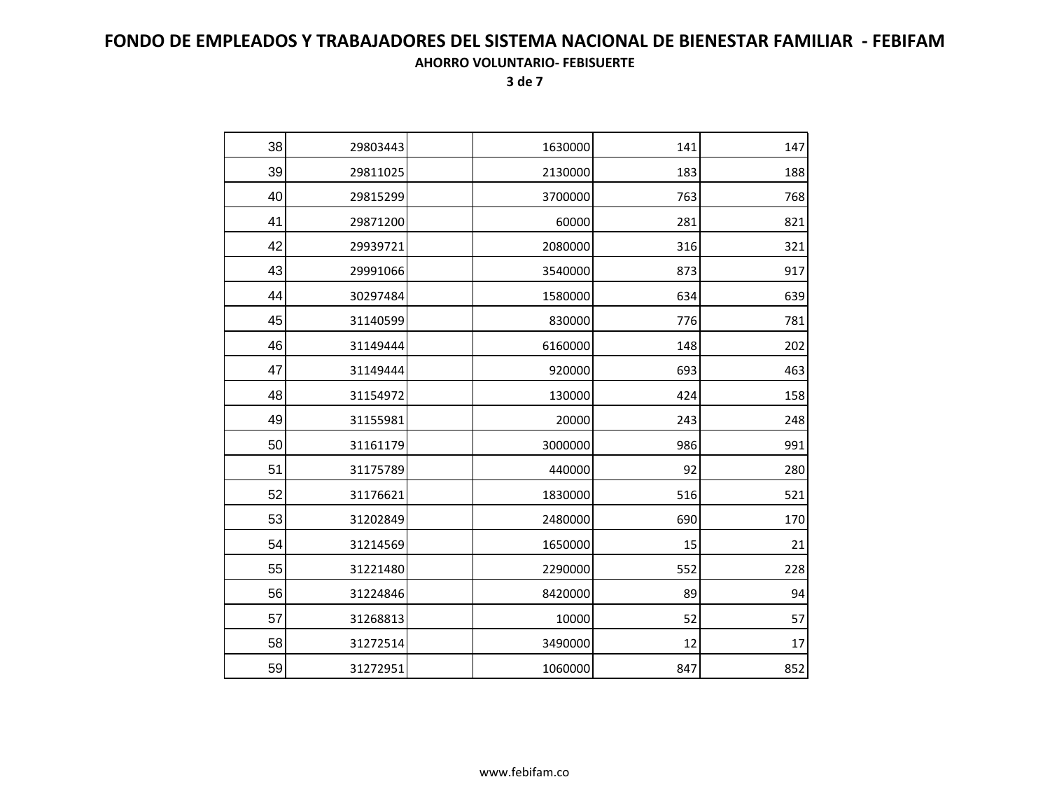# FONDO DE EMPLEADOS Y TRABAJADORES DEL SISTEMA NACIONAL DE BIENESTAR FAMILIAR - FEBIFAM

**AHORRO VOLUNTARIO- FEBISUERTE**

| | | | | | |
|---|---|---|---|---|---|
| 38 | 29803443 | | 1630000 | 141 | 147 |
| 39 | 29811025 | | 2130000 | 183 | 188 |
| 40 | 29815299 | | 3700000 | 763 | 768 |
| 41 | 29871200 | | 60000 | 281 | 821 |
| 42 | 29939721 | | 2080000 | 316 | 321 |
| 43 | 29991066 | | 3540000 | 873 | 917 |
| 44 | 30297484 | | 1580000 | 634 | 639 |
| 45 | 31140599 | | 830000 | 776 | 781 |
| 46 | 31149444 | | 6160000 | 148 | 202 |
| 47 | 31149444 | | 920000 | 693 | 463 |
| 48 | 31154972 | | 130000 | 424 | 158 |
| 49 | 31155981 | | 20000 | 243 | 248 |
| 50 | 31161179 | | 3000000 | 986 | 991 |
| 51 | 31175789 | | 440000 | 92 | 280 |
| 52 | 31176621 | | 1830000 | 516 | 521 |
| 53 | 31202849 | | 2480000 | 690 | 170 |
| 54 | 31214569 | | 1650000 | 15 | 21 |
| 55 | 31221480 | | 2290000 | 552 | 228 |
| 56 | 31224846 | | 8420000 | 89 | 94 |
| 57 | 31268813 | | 10000 | 52 | 57 |
| 58 | 31272514 | | 3490000 | 12 | 17 |
| 59 | 31272951 | | 1060000 | 847 | 852 |

www.febifam.co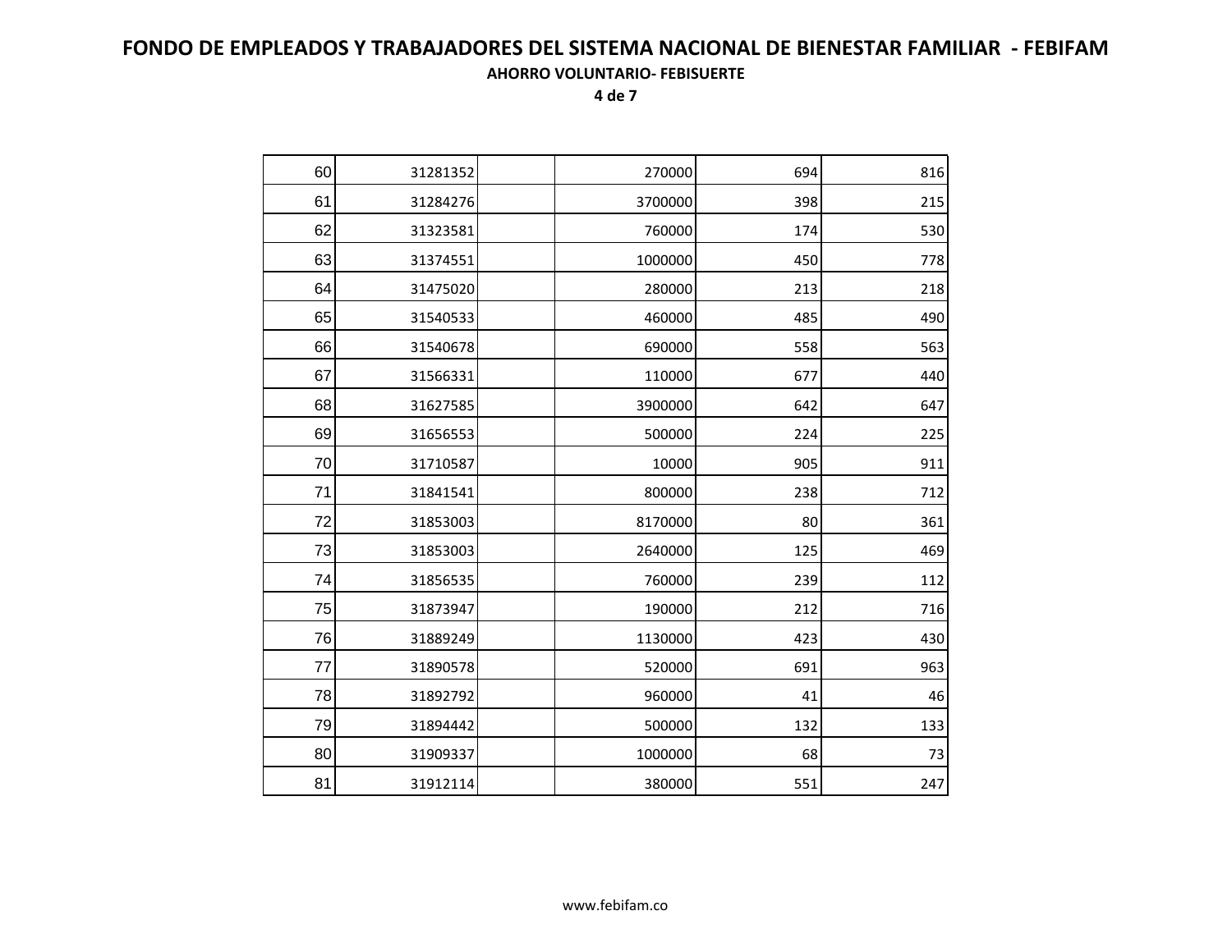# FONDO DE EMPLEADOS Y TRABAJADORES DEL SISTEMA NACIONAL DE BIENESTAR FAMILIAR - FEBIFAM

**AHORRO VOLUNTARIO- FEBISUERTE**

| | | | | | |
|---|---|---|---|---|---|
| 60 | 31281352 | | 270000 | 694 | 816 |
| 61 | 31284276 | | 3700000 | 398 | 215 |
| 62 | 31323581 | | 760000 | 174 | 530 |
| 63 | 31374551 | | 1000000 | 450 | 778 |
| 64 | 31475020 | | 280000 | 213 | 218 |
| 65 | 31540533 | | 460000 | 485 | 490 |
| 66 | 31540678 | | 690000 | 558 | 563 |
| 67 | 31566331 | | 110000 | 677 | 440 |
| 68 | 31627585 | | 3900000 | 642 | 647 |
| 69 | 31656553 | | 500000 | 224 | 225 |
| 70 | 31710587 | | 10000 | 905 | 911 |
| 71 | 31841541 | | 800000 | 238 | 712 |
| 72 | 31853003 | | 8170000 | 80 | 361 |
| 73 | 31853003 | | 2640000 | 125 | 469 |
| 74 | 31856535 | | 760000 | 239 | 112 |
| 75 | 31873947 | | 190000 | 212 | 716 |
| 76 | 31889249 | | 1130000 | 423 | 430 |
| 77 | 31890578 | | 520000 | 691 | 963 |
| 78 | 31892792 | | 960000 | 41 | 46 |
| 79 | 31894442 | | 500000 | 132 | 133 |
| 80 | 31909337 | | 1000000 | 68 | 73 |
| 81 | 31912114 | | 380000 | 551 | 247 |

www.febifam.co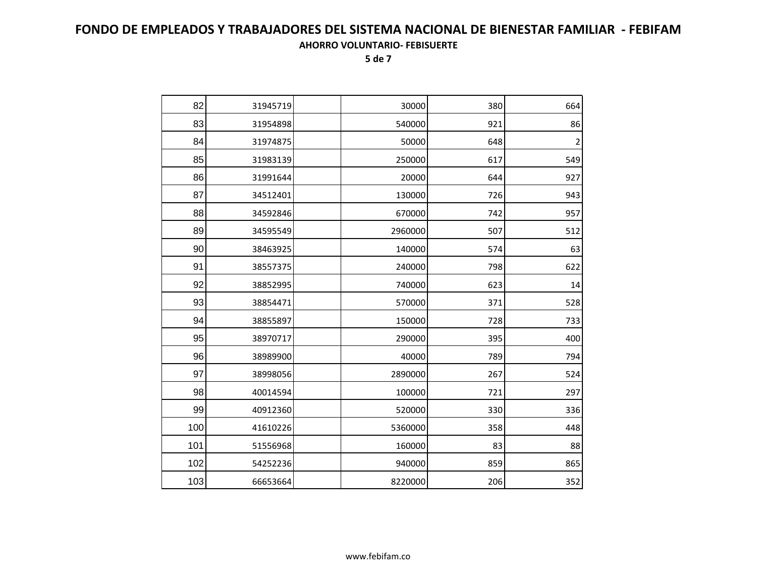# FONDO DE EMPLEADOS Y TRABAJADORES DEL SISTEMA NACIONAL DE BIENESTAR FAMILIAR - FEBIFAM

**AHORRO VOLUNTARIO- FEBISUERTE**

| | | | | | |
|---|---|---|---|---|---|
| 82 | 31945719 | | 30000 | 380 | 664 |
| 83 | 31954898 | | 540000 | 921 | 86 |
| 84 | 31974875 | | 50000 | 648 | 2 |
| 85 | 31983139 | | 250000 | 617 | 549 |
| 86 | 31991644 | | 20000 | 644 | 927 |
| 87 | 34512401 | | 130000 | 726 | 943 |
| 88 | 34592846 | | 670000 | 742 | 957 |
| 89 | 34595549 | | 2960000 | 507 | 512 |
| 90 | 38463925 | | 140000 | 574 | 63 |
| 91 | 38557375 | | 240000 | 798 | 622 |
| 92 | 38852995 | | 740000 | 623 | 14 |
| 93 | 38854471 | | 570000 | 371 | 528 |
| 94 | 38855897 | | 150000 | 728 | 733 |
| 95 | 38970717 | | 290000 | 395 | 400 |
| 96 | 38989900 | | 40000 | 789 | 794 |
| 97 | 38998056 | | 2890000 | 267 | 524 |
| 98 | 40014594 | | 100000 | 721 | 297 |
| 99 | 40912360 | | 520000 | 330 | 336 |
| 100 | 41610226 | | 5360000 | 358 | 448 |
| 101 | 51556968 | | 160000 | 83 | 88 |
| 102 | 54252236 | | 940000 | 859 | 865 |
| 103 | 66653664 | | 8220000 | 206 | 352 |

www.febifam.co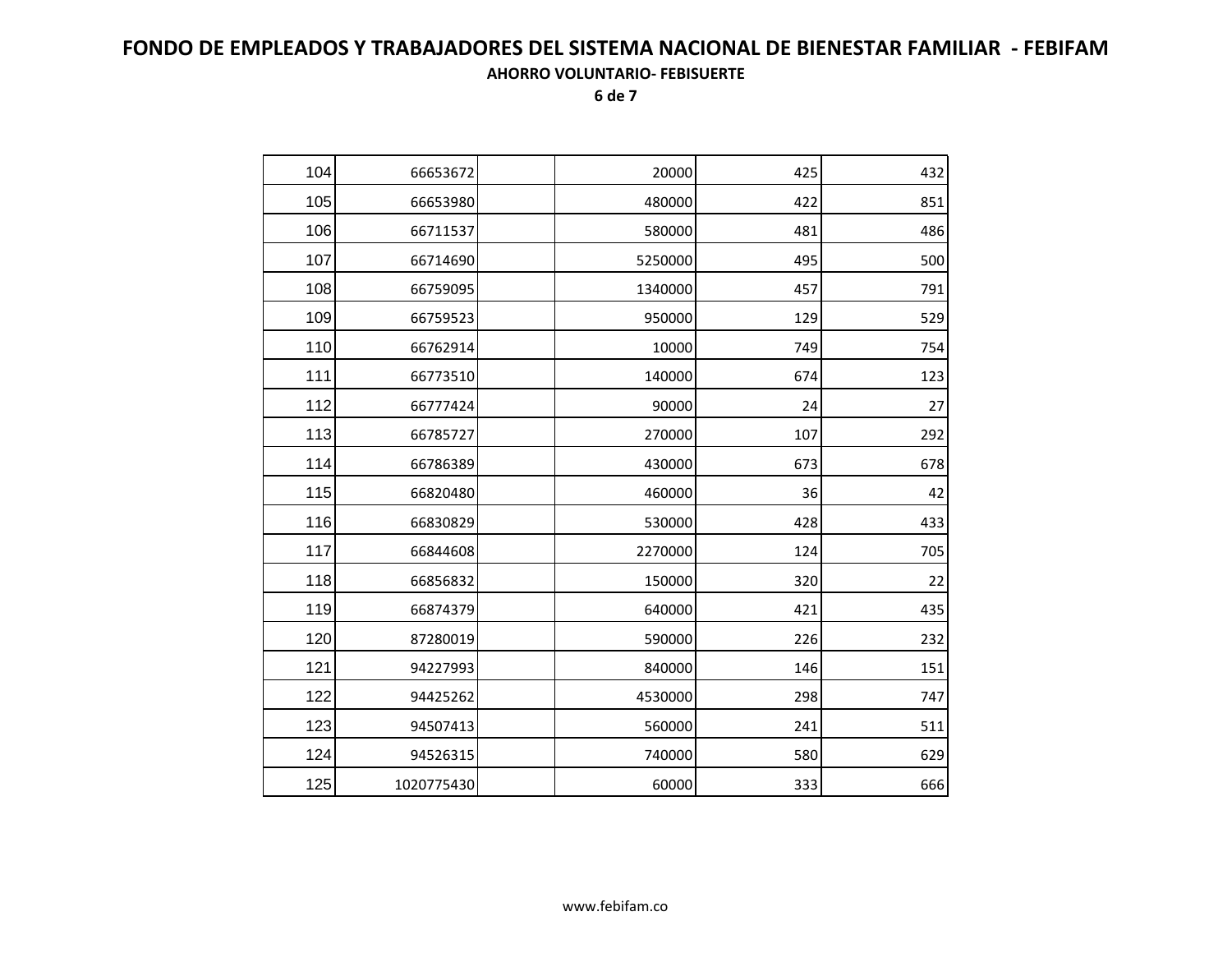# FONDO DE EMPLEADOS Y TRABAJADORES DEL SISTEMA NACIONAL DE BIENESTAR FAMILIAR - FEBIFAM

**AHORRO VOLUNTARIO- FEBISUERTE**

| | | | | | |
|---|---|---|---|---|---|
| 104 | 66653672 | | 20000 | 425 | 432 |
| 105 | 66653980 | | 480000 | 422 | 851 |
| 106 | 66711537 | | 580000 | 481 | 486 |
| 107 | 66714690 | | 5250000 | 495 | 500 |
| 108 | 66759095 | | 1340000 | 457 | 791 |
| 109 | 66759523 | | 950000 | 129 | 529 |
| 110 | 66762914 | | 10000 | 749 | 754 |
| 111 | 66773510 | | 140000 | 674 | 123 |
| 112 | 66777424 | | 90000 | 24 | 27 |
| 113 | 66785727 | | 270000 | 107 | 292 |
| 114 | 66786389 | | 430000 | 673 | 678 |
| 115 | 66820480 | | 460000 | 36 | 42 |
| 116 | 66830829 | | 530000 | 428 | 433 |
| 117 | 66844608 | | 2270000 | 124 | 705 |
| 118 | 66856832 | | 150000 | 320 | 22 |
| 119 | 66874379 | | 640000 | 421 | 435 |
| 120 | 87280019 | | 590000 | 226 | 232 |
| 121 | 94227993 | | 840000 | 146 | 151 |
| 122 | 94425262 | | 4530000 | 298 | 747 |
| 123 | 94507413 | | 560000 | 241 | 511 |
| 124 | 94526315 | | 740000 | 580 | 629 |
| 125 | 1020775430 | | 60000 | 333 | 666 |

www.febifam.co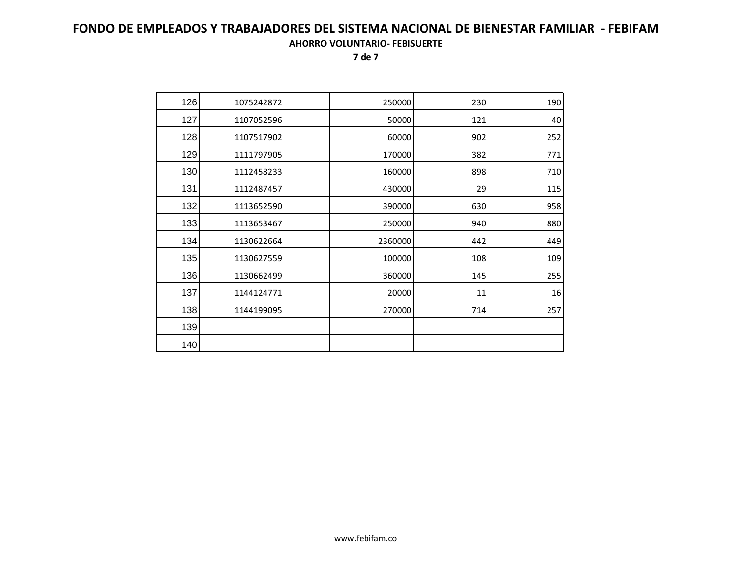# FONDO DE EMPLEADOS Y TRABAJADORES DEL SISTEMA NACIONAL DE BIENESTAR FAMILIAR - FEBIFAM

**AHORRO VOLUNTARIO- FEBISUERTE**

| | | | | | |
|---|---|---|---|---|---|
| 126 | 1075242872 | | 250000 | 230 | 190 |
| 127 | 1107052596 | | 50000 | 121 | 40 |
| 128 | 1107517902 | | 60000 | 902 | 252 |
| 129 | 1111797905 | | 170000 | 382 | 771 |
| 130 | 1112458233 | | 160000 | 898 | 710 |
| 131 | 1112487457 | | 430000 | 29 | 115 |
| 132 | 1113652590 | | 390000 | 630 | 958 |
| 133 | 1113653467 | | 250000 | 940 | 880 |
| 134 | 1130622664 | | 2360000 | 442 | 449 |
| 135 | 1130627559 | | 100000 | 108 | 109 |
| 136 | 1130662499 | | 360000 | 145 | 255 |
| 137 | 1144124771 | | 20000 | 11 | 16 |
| 138 | 1144199095 | | 270000 | 714 | 257 |
| 139 | | | | | |
| 140 | | | | | |

www.febifam.co